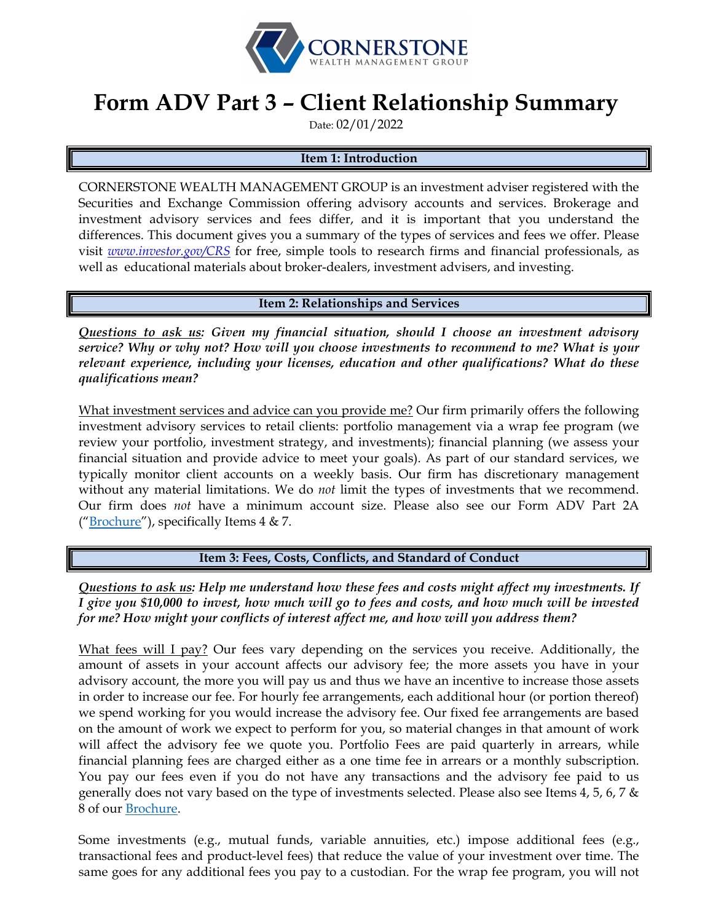# Form ADV Part 3 – Client Relationship Summary

Date: 02/01/2022

## Item 1: Introduction

CORNERSTONE WEALTH MANAGEMENT GROUP is an investment adviser registered with the Securities and Exchange Commission offering advisory accounts and services. Brokerage and investment advisory services and fees differ, and it is important that you understand the differences. This document gives you a summary of the types of services and fees we offer. Please visit *www.investor.gov/CRS* for free, simple tools to research firms and financial professionals, as well as educational materials about broker-dealers, investment advisers, and investing.

## Item 2: Relationships and Services

***Questions to ask us: Given my financial situation, should I choose an investment advisory service? Why or why not? How will you choose investments to recommend to me? What is your relevant experience, including your licenses, education and other qualifications? What do these qualifications mean?***

What investment services and advice can you provide me? Our firm primarily offers the following investment advisory services to retail clients: portfolio management via a wrap fee program (we review your portfolio, investment strategy, and investments); financial planning (we assess your financial situation and provide advice to meet your goals). As part of our standard services, we typically monitor client accounts on a weekly basis. Our firm has discretionary management without any material limitations. We do *not* limit the types of investments that we recommend. Our firm does *not* have a minimum account size. Please also see our Form ADV Part 2A ("Brochure"), specifically Items 4 & 7.

## Item 3: Fees, Costs, Conflicts, and Standard of Conduct

***Questions to ask us: Help me understand how these fees and costs might affect my investments. If I give you $10,000 to invest, how much will go to fees and costs, and how much will be invested for me? How might your conflicts of interest affect me, and how will you address them?***

What fees will I pay? Our fees vary depending on the services you receive. Additionally, the amount of assets in your account affects our advisory fee; the more assets you have in your advisory account, the more you will pay us and thus we have an incentive to increase those assets in order to increase our fee. For hourly fee arrangements, each additional hour (or portion thereof) we spend working for you would increase the advisory fee. Our fixed fee arrangements are based on the amount of work we expect to perform for you, so material changes in that amount of work will affect the advisory fee we quote you. Portfolio Fees are paid quarterly in arrears, while financial planning fees are charged either as a one time fee in arrears or a monthly subscription. You pay our fees even if you do not have any transactions and the advisory fee paid to us generally does not vary based on the type of investments selected. Please also see Items 4, 5, 6, 7 & 8 of our Brochure.

Some investments (e.g., mutual funds, variable annuities, etc.) impose additional fees (e.g., transactional fees and product-level fees) that reduce the value of your investment over time. The same goes for any additional fees you pay to a custodian. For the wrap fee program, you will not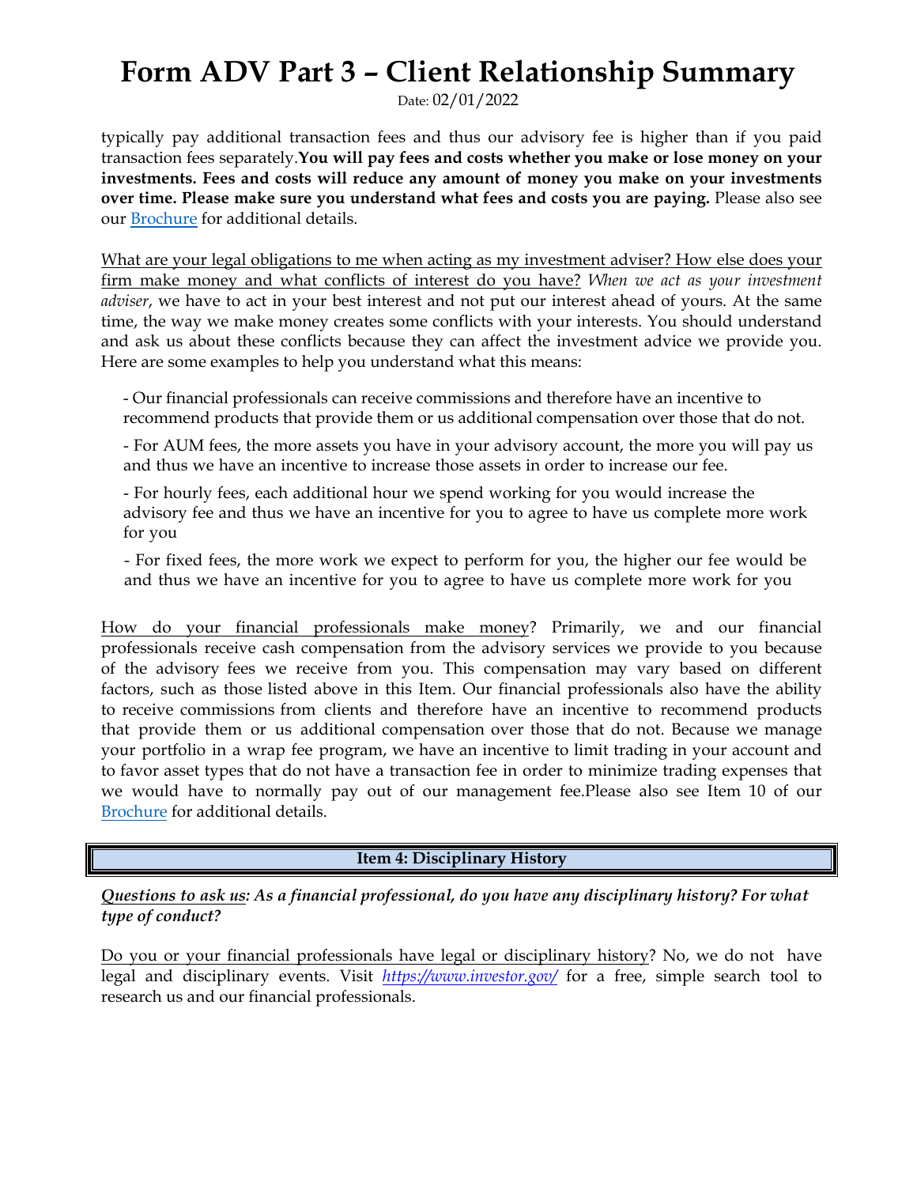typically pay additional transaction fees and thus our advisory fee is higher than if you paid transaction fees separately.**You will pay fees and costs whether you make or lose money on your investments. Fees and costs will reduce any amount of money you make on your investments over time. Please make sure you understand what fees and costs you are paying.** Please also see our Brochure for additional details.

What are your legal obligations to me when acting as my investment adviser? How else does your firm make money and what conflicts of interest do you have? *When we act as your investment adviser*, we have to act in your best interest and not put our interest ahead of yours. At the same time, the way we make money creates some conflicts with your interests. You should understand and ask us about these conflicts because they can affect the investment advice we provide you. Here are some examples to help you understand what this means:

- Our financial professionals can receive commissions and therefore have an incentive to recommend products that provide them or us additional compensation over those that do not.
- For AUM fees, the more assets you have in your advisory account, the more you will pay us and thus we have an incentive to increase those assets in order to increase our fee.
- For hourly fees, each additional hour we spend working for you would increase the advisory fee and thus we have an incentive for you to agree to have us complete more work for you
- For fixed fees, the more work we expect to perform for you, the higher our fee would be and thus we have an incentive for you to agree to have us complete more work for you

How do your financial professionals make money? Primarily, we and our financial professionals receive cash compensation from the advisory services we provide to you because of the advisory fees we receive from you. This compensation may vary based on different factors, such as those listed above in this Item. Our financial professionals also have the ability to receive commissions from clients and therefore have an incentive to recommend products that provide them or us additional compensation over those that do not. Because we manage your portfolio in a wrap fee program, we have an incentive to limit trading in your account and to favor asset types that do not have a transaction fee in order to minimize trading expenses that we would have to normally pay out of our management fee.Please also see Item 10 of our Brochure for additional details.

## Item 4: Disciplinary History

***Questions to ask us*: As a financial professional, do you have any disciplinary history? For what type of conduct?**

Do you or your financial professionals have legal or disciplinary history? No, we do not have legal and disciplinary events. Visit *https://www.investor.gov/* for a free, simple search tool to research us and our financial professionals.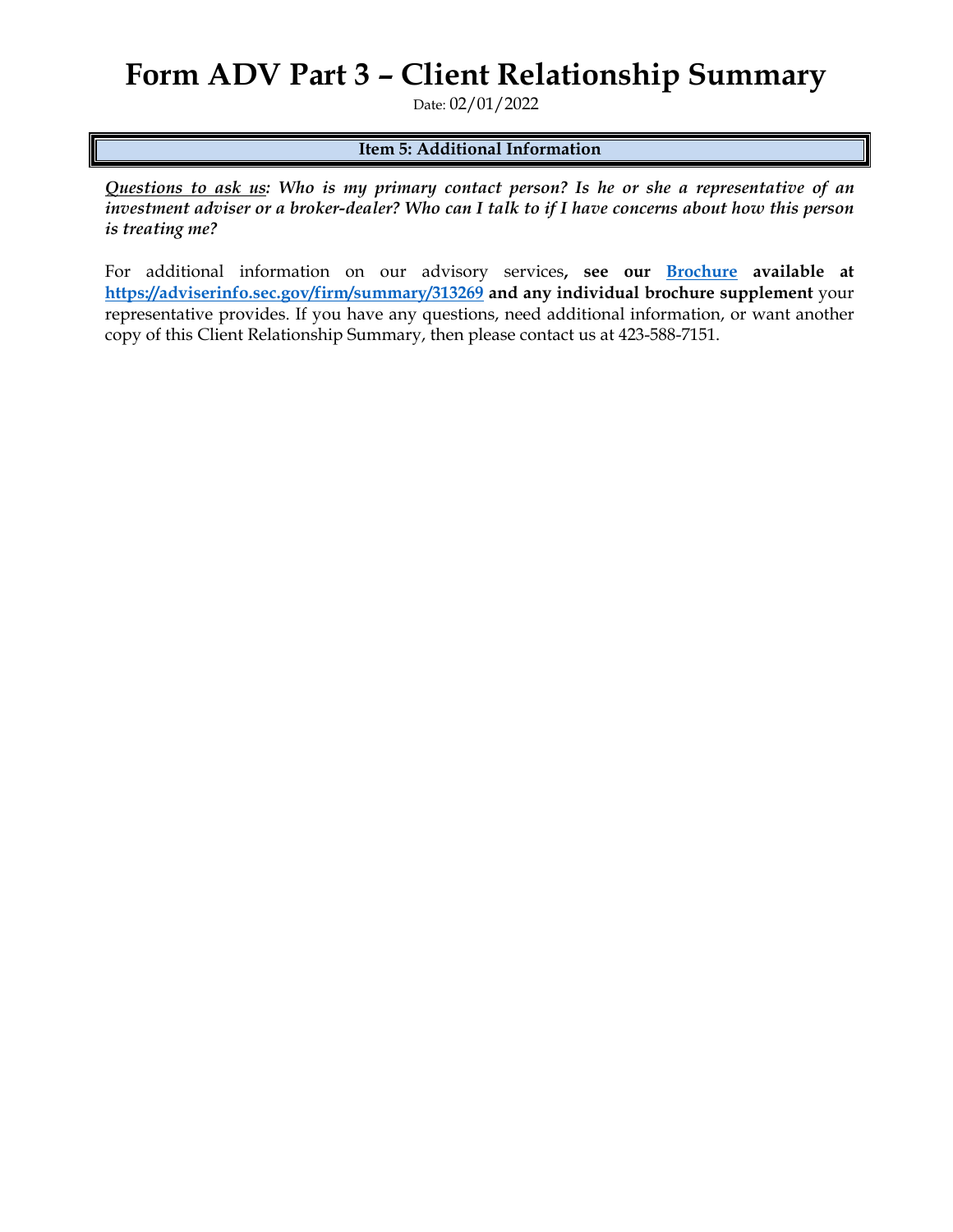# Form ADV Part 3 – Client Relationship Summary

Date: 02/01/2022

## Item 5: Additional Information

***Questions to ask us*: Who is my primary contact person? Is he or she a representative of an investment adviser or a broker-dealer? Who can I talk to if I have concerns about how this person is treating me?**

For additional information on our advisory services**, see our Brochure available at https://adviserinfo.sec.gov/firm/summary/313269 and any individual brochure supplement** your representative provides. If you have any questions, need additional information, or want another copy of this Client Relationship Summary, then please contact us at 423-588-7151.